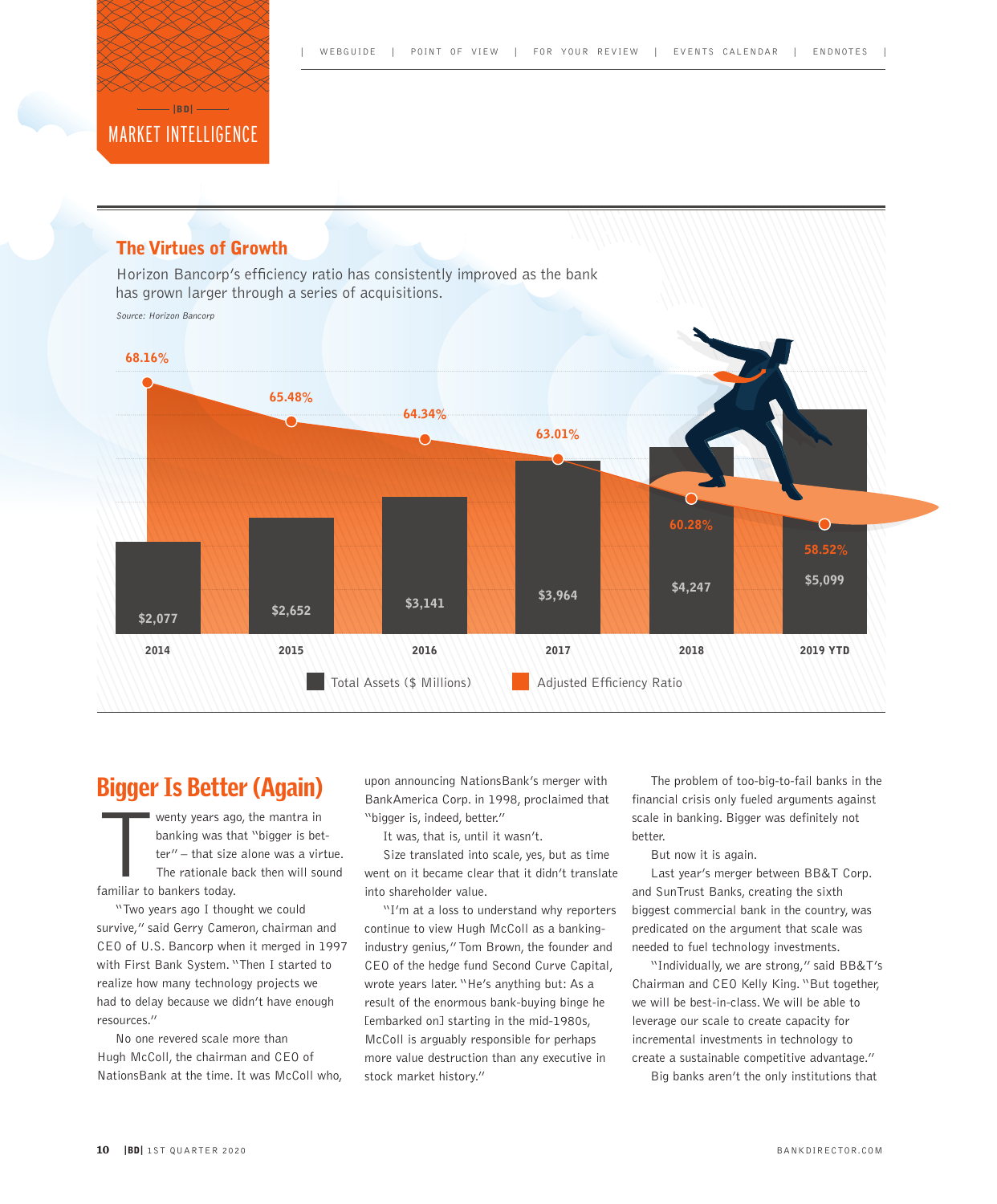## MARKET INTELLIGENCE

### The Virtues of Growth

Horizon Bancorp's efficiency ratio has consistently improved as the bank has grown larger through a series of acquisitions.

*Source: Horizon Bancorp*

| Year | Total Assets ($ Millions) | Adjusted Efficiency Ratio |
| --- | --- | --- |
| 2014 | $2,077 | 68.16% |
| 2015 | $2,652 | 65.48% |
| 2016 | $3,141 | 64.34% |
| 2017 | $3,964 | 63.01% |
| 2018 | $4,247 | 60.28% |
| 2019 YTD | $5,099 | 58.52% |

# Bigger Is Better (Again)

Twenty years ago, the mantra in banking was that "bigger is better" – that size alone was a virtue. The rationale back then will sound familiar to bankers today.

"Two years ago I thought we could survive," said Gerry Cameron, chairman and CEO of U.S. Bancorp when it merged in 1997 with First Bank System. "Then I started to realize how many technology projects we had to delay because we didn't have enough resources."

No one revered scale more than Hugh McColl, the chairman and CEO of NationsBank at the time. It was McColl who, upon announcing NationsBank's merger with BankAmerica Corp. in 1998, proclaimed that "bigger is, indeed, better."

It was, that is, until it wasn't.

Size translated into scale, yes, but as time went on it became clear that it didn't translate into shareholder value.

"I'm at a loss to understand why reporters continue to view Hugh McColl as a banking-industry genius," Tom Brown, the founder and CEO of the hedge fund Second Curve Capital, wrote years later. "He's anything but: As a result of the enormous bank-buying binge he [embarked on] starting in the mid-1980s, McColl is arguably responsible for perhaps more value destruction than any executive in stock market history."

The problem of too-big-to-fail banks in the financial crisis only fueled arguments against scale in banking. Bigger was definitely not better.

But now it is again.

Last year's merger between BB&T Corp. and SunTrust Banks, creating the sixth biggest commercial bank in the country, was predicated on the argument that scale was needed to fuel technology investments.

"Individually, we are strong," said BB&T's Chairman and CEO Kelly King. "But together, we will be best-in-class. We will be able to leverage our scale to create capacity for incremental investments in technology to create a sustainable competitive advantage."

Big banks aren't the only institutions that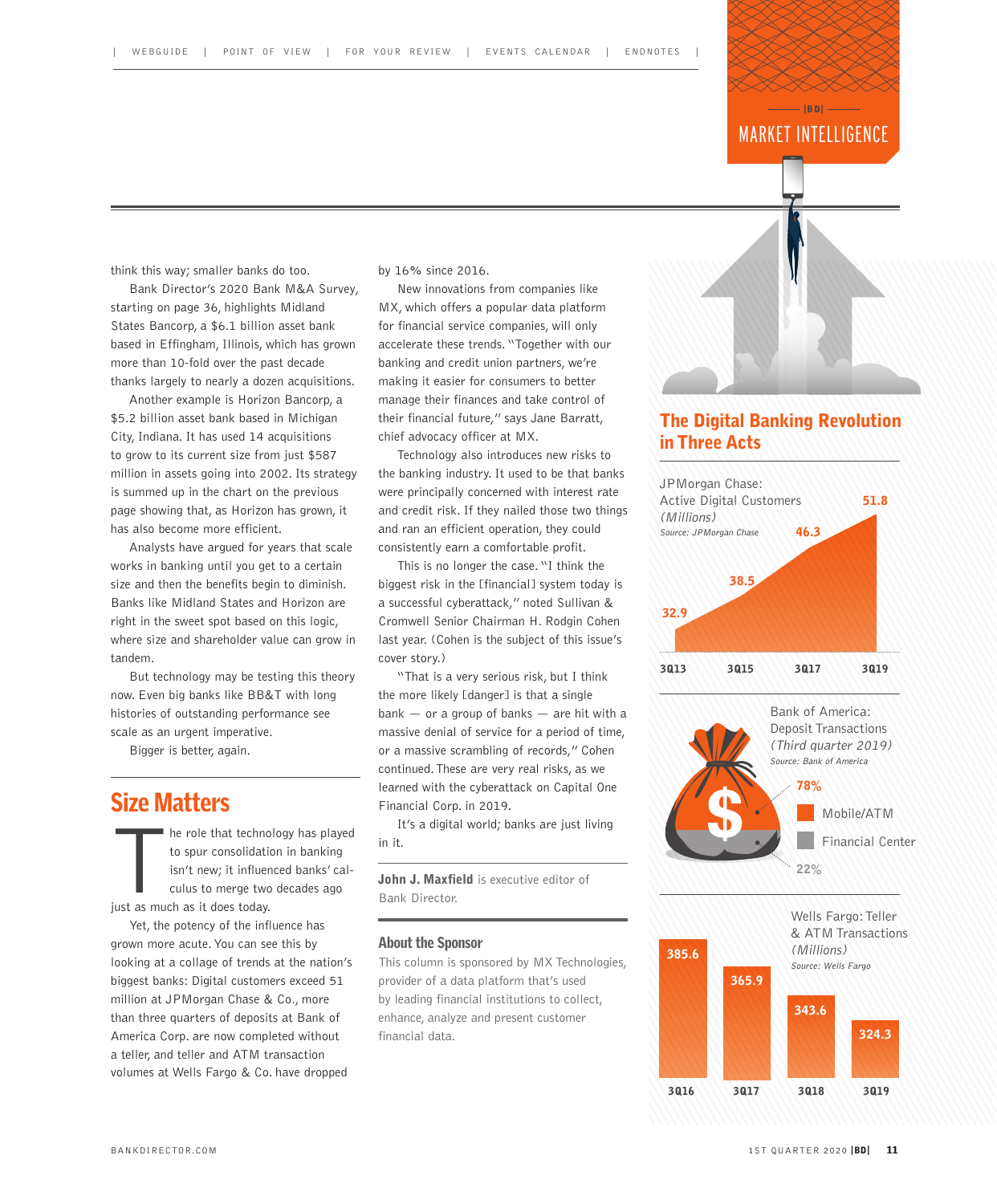think this way; smaller banks do too.

Bank Director's 2020 Bank M&A Survey, starting on page 36, highlights Midland States Bancorp, a $6.1 billion asset bank based in Effingham, Illinois, which has grown more than 10-fold over the past decade thanks largely to nearly a dozen acquisitions.

Another example is Horizon Bancorp, a $5.2 billion asset bank based in Michigan City, Indiana. It has used 14 acquisitions to grow to its current size from just $587 million in assets going into 2002. Its strategy is summed up in the chart on the previous page showing that, as Horizon has grown, it has also become more efficient.

Analysts have argued for years that scale works in banking until you get to a certain size and then the benefits begin to diminish. Banks like Midland States and Horizon are right in the sweet spot based on this logic, where size and shareholder value can grow in tandem.

But technology may be testing this theory now. Even big banks like BB&T with long histories of outstanding performance see scale as an urgent imperative.

Bigger is better, again.

## Size Matters

The role that technology has played to spur consolidation in banking isn't new; it influenced banks' calculus to merge two decades ago just as much as it does today.

Yet, the potency of the influence has grown more acute. You can see this by looking at a collage of trends at the nation's biggest banks: Digital customers exceed 51 million at JPMorgan Chase & Co., more than three quarters of deposits at Bank of America Corp. are now completed without a teller, and teller and ATM transaction volumes at Wells Fargo & Co. have dropped by 16% since 2016.

New innovations from companies like MX, which offers a popular data platform for financial service companies, will only accelerate these trends. "Together with our banking and credit union partners, we're making it easier for consumers to better manage their finances and take control of their financial future," says Jane Barratt, chief advocacy officer at MX.

Technology also introduces new risks to the banking industry. It used to be that banks were principally concerned with interest rate and credit risk. If they nailed those two things and ran an efficient operation, they could consistently earn a comfortable profit.

This is no longer the case. "I think the biggest risk in the [financial] system today is a successful cyberattack," noted Sullivan & Cromwell Senior Chairman H. Rodgin Cohen last year. (Cohen is the subject of this issue's cover story.)

"That is a very serious risk, but I think the more likely [danger] is that a single bank — or a group of banks — are hit with a massive denial of service for a period of time, or a massive scrambling of records," Cohen continued. These are very real risks, as we learned with the cyberattack on Capital One Financial Corp. in 2019.

It's a digital world; banks are just living in it.

**John J. Maxfield** is executive editor of Bank Director.

### About the Sponsor

This column is sponsored by MX Technologies, provider of a data platform that's used by leading financial institutions to collect, enhance, analyze and present customer financial data.

## The Digital Banking Revolution in Three Acts

**JPMorgan Chase: Active Digital Customers** *(Millions)*
*Source: JPMorgan Chase*

| 3Q13 | 3Q15 | 3Q17 | 3Q19 |
|---|---|---|---|
| 32.9 | 38.5 | 46.3 | 51.8 |

**Bank of America: Deposit Transactions** *(Third quarter 2019)*
*Source: Bank of America*

| Channel | Share |
|---|---|
| Mobile/ATM | 78% |
| Financial Center | 22% |

**Wells Fargo: Teller & ATM Transactions** *(Millions)*
*Source: Wells Fargo*

| 3Q16 | 3Q17 | 3Q18 | 3Q19 |
|---|---|---|---|
| 385.6 | 365.9 | 343.6 | 324.3 |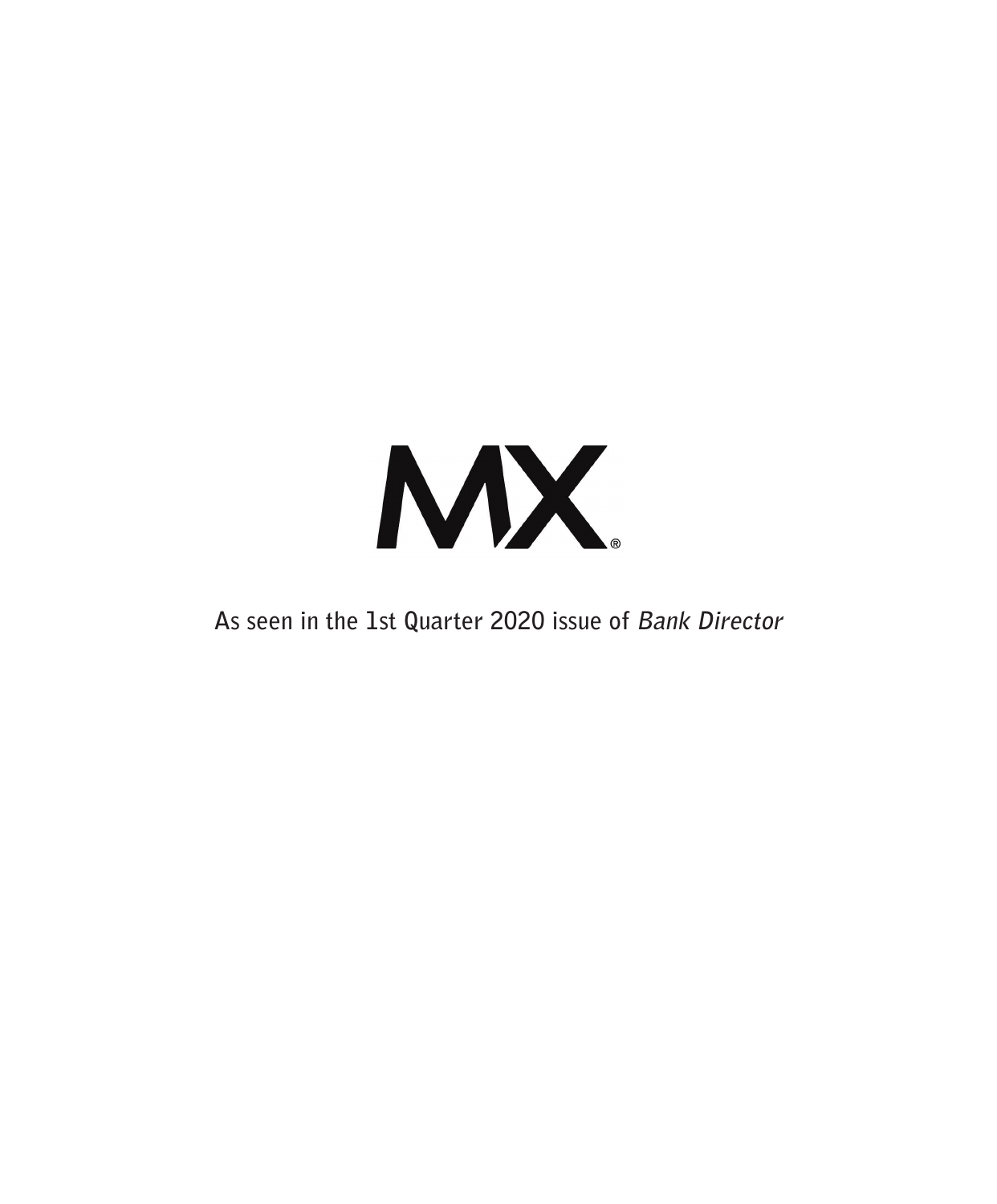MX®

As seen in the 1st Quarter 2020 issue of *Bank Director*